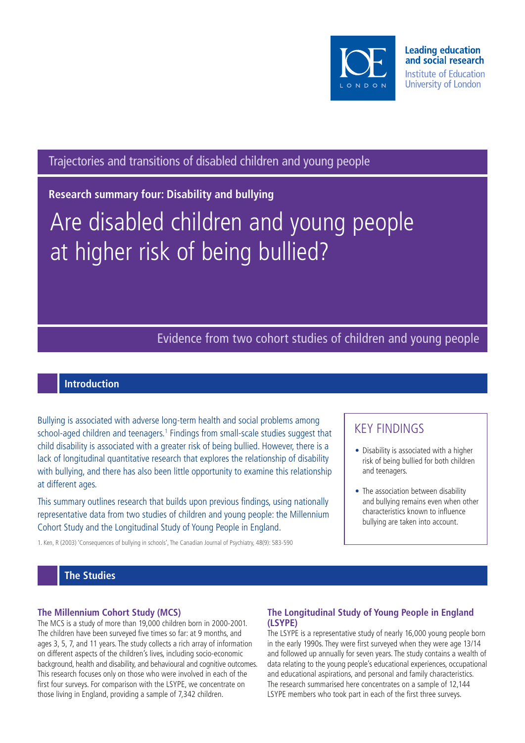Leading education and social research
Institute of Education
University of London

Trajectories and transitions of disabled children and young people

**Research summary four: Disability and bullying**

# Are disabled children and young people at higher risk of being bullied?

Evidence from two cohort studies of children and young people

## Introduction

Bullying is associated with adverse long-term health and social problems among school-aged children and teenagers.[1] Findings from small-scale studies suggest that child disability is associated with a greater risk of being bullied. However, there is a lack of longitudinal quantitative research that explores the relationship of disability with bullying, and there has also been little opportunity to examine this relationship at different ages.

This summary outlines research that builds upon previous findings, using nationally representative data from two studies of children and young people: the Millennium Cohort Study and the Longitudinal Study of Young People in England.

1. Ken, R (2003) 'Consequences of bullying in schools', The Canadian Journal of Psychiatry, 48(9): 583-590

### KEY FINDINGS

- Disability is associated with a higher risk of being bullied for both children and teenagers.
- The association between disability and bullying remains even when other characteristics known to influence bullying are taken into account.

## The Studies

### The Millennium Cohort Study (MCS)

The MCS is a study of more than 19,000 children born in 2000-2001. The children have been surveyed five times so far: at 9 months, and ages 3, 5, 7, and 11 years. The study collects a rich array of information on different aspects of the children's lives, including socio-economic background, health and disability, and behavioural and cognitive outcomes. This research focuses only on those who were involved in each of the first four surveys. For comparison with the LSYPE, we concentrate on those living in England, providing a sample of 7,342 children.

### The Longitudinal Study of Young People in England (LSYPE)

The LSYPE is a representative study of nearly 16,000 young people born in the early 1990s. They were first surveyed when they were age 13/14 and followed up annually for seven years. The study contains a wealth of data relating to the young people's educational experiences, occupational and educational aspirations, and personal and family characteristics. The research summarised here concentrates on a sample of 12,144 LSYPE members who took part in each of the first three surveys.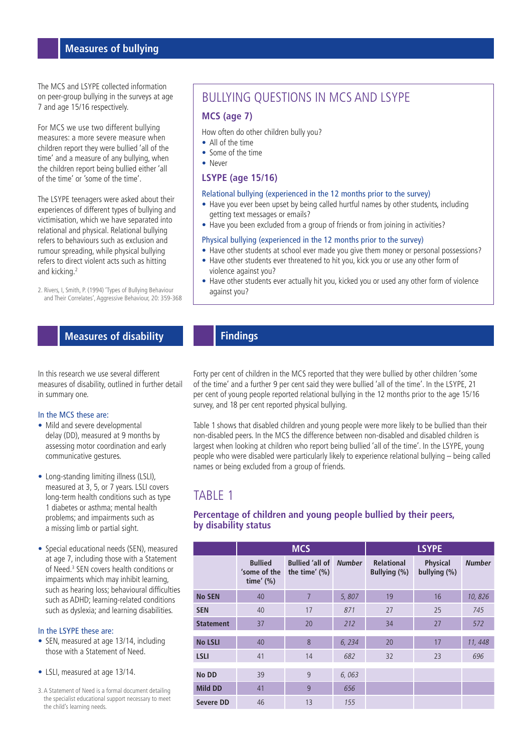## Measures of bullying

The MCS and LSYPE collected information on peer-group bullying in the surveys at age 7 and age 15/16 respectively.

For MCS we use two different bullying measures: a more severe measure when children report they were bullied 'all of the time' and a measure of any bullying, when the children report being bullied either 'all of the time' or 'some of the time'.

The LSYPE teenagers were asked about their experiences of different types of bullying and victimisation, which we have separated into relational and physical. Relational bullying refers to behaviours such as exclusion and rumour spreading, while physical bullying refers to direct violent acts such as hitting and kicking.[2]

2. Rivers, I, Smith, P. (1994) 'Types of Bullying Behaviour and Their Correlates', Aggressive Behaviour, 20: 359-368

### BULLYING QUESTIONS IN MCS AND LSYPE

#### MCS (age 7)

How often do other children bully you?

- All of the time
- Some of the time
- Never

#### LSYPE (age 15/16)

Relational bullying (experienced in the 12 months prior to the survey)

- Have you ever been upset by being called hurtful names by other students, including getting text messages or emails?
- Have you been excluded from a group of friends or from joining in activities?

Physical bullying (experienced in the 12 months prior to the survey)

- Have other students at school ever made you give them money or personal possessions?
- Have other students ever threatened to hit you, kick you or use any other form of violence against you?
- Have other students ever actually hit you, kicked you or used any other form of violence against you?

## Measures of disability

In this research we use several different measures of disability, outlined in further detail in summary one.

In the MCS these are:

- Mild and severe developmental delay (DD), measured at 9 months by assessing motor coordination and early communicative gestures.
- Long-standing limiting illness (LSLI), measured at 3, 5, or 7 years. LSLI covers long-term health conditions such as type 1 diabetes or asthma; mental health problems; and impairments such as a missing limb or partial sight.
- Special educational needs (SEN), measured at age 7, including those with a Statement of Need.[3] SEN covers health conditions or impairments which may inhibit learning, such as hearing loss; behavioural difficulties such as ADHD; learning-related conditions such as dyslexia; and learning disabilities.

In the LSYPE these are:

- SEN, measured at age 13/14, including those with a Statement of Need.
- LSLI, measured at age 13/14.

3. A Statement of Need is a formal document detailing the specialist educational support necessary to meet the child's learning needs.

## Findings

Forty per cent of children in the MCS reported that they were bullied by other children 'some of the time' and a further 9 per cent said they were bullied 'all of the time'. In the LSYPE, 21 per cent of young people reported relational bullying in the 12 months prior to the age 15/16 survey, and 18 per cent reported physical bullying.

Table 1 shows that disabled children and young people were more likely to be bullied than their non-disabled peers. In the MCS the difference between non-disabled and disabled children is largest when looking at children who report being bullied 'all of the time'. In the LSYPE, young people who were disabled were particularly likely to experience relational bullying – being called names or being excluded from a group of friends.

### TABLE 1

**Percentage of children and young people bullied by their peers, by disability status**

| | MCS | | | LSYPE | | |
|---|---|---|---|---|---|---|
| | Bullied 'some of the time' (%) | Bullied 'all of the time' (%) | *Number* | Relational Bullying (%) | Physical bullying (%) | *Number* |
| **No SEN** | 40 | 7 | *5, 807* | 19 | 16 | *10, 826* |
| **SEN** | 40 | 17 | *871* | 27 | 25 | *745* |
| **Statement** | 37 | 20 | *212* | 34 | 27 | *572* |
| **No LSLI** | 40 | 8 | *6, 234* | 20 | 17 | *11, 448* |
| **LSLI** | 41 | 14 | *682* | 32 | 23 | *696* |
| **No DD** | 39 | 9 | *6, 063* | | | |
| **Mild DD** | 41 | 9 | *656* | | | |
| **Severe DD** | 46 | 13 | *155* | | | |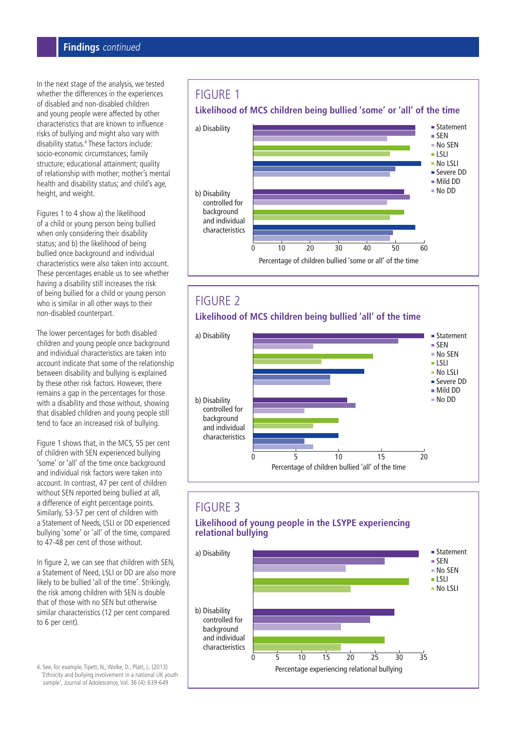## Findings *continued*

In the next stage of the analysis, we tested whether the differences in the experiences of disabled and non-disabled children and young people were affected by other characteristics that are known to influence risks of bullying and might also vary with disability status.[4] These factors include: socio-economic circumstances; family structure; educational attainment; quality of relationship with mother; mother's mental health and disability status; and child's age, height, and weight.

Figures 1 to 4 show a) the likelihood of a child or young person being bullied when only considering their disability status; and b) the likelihood of being bullied once background and individual characteristics were also taken into account. These percentages enable us to see whether having a disability still increases the risk of being bullied for a child or young person who is similar in all other ways to their non-disabled counterpart.

The lower percentages for both disabled children and young people once background and individual characteristics are taken into account indicate that some of the relationship between disability and bullying is explained by these other risk factors. However, there remains a gap in the percentages for those with a disability and those without, showing that disabled children and young people still tend to face an increased risk of bullying.

Figure 1 shows that, in the MCS, 55 per cent of children with SEN experienced bullying 'some' or 'all' of the time once background and individual risk factors were taken into account. In contrast, 47 per cent of children without SEN reported being bullied at all, a difference of eight percentage points. Similarly, 53-57 per cent of children with a Statement of Needs, LSLI or DD experienced bullying 'some' or 'all' of the time, compared to 47-48 per cent of those without.

In figure 2, we can see that children with SEN, a Statement of Need, LSLI or DD are also more likely to be bullied 'all of the time'. Strikingly, the risk among children with SEN is double that of those with no SEN but otherwise similar characteristics (12 per cent compared to 6 per cent).

### FIGURE 1

**Likelihood of MCS children being bullied 'some' or 'all' of the time**

Bar chart with two panels: a) Disability; b) Disability controlled for background and individual characteristics. Categories: Statement, SEN, No SEN, LSLI, No LSLI, Severe DD, Mild DD, No DD. X-axis: Percentage of children bullied 'some or all' of the time (0–60).

### FIGURE 2

**Likelihood of MCS children being bullied 'all' of the time**

Bar chart with two panels: a) Disability; b) Disability controlled for background and individual characteristics. Categories: Statement, SEN, No SEN, LSLI, No LSLI, Severe DD, Mild DD, No DD. X-axis: Percentage of children bullied 'all' of the time (0–20).

### FIGURE 3

**Likelihood of young people in the LSYPE experiencing relational bullying**

Bar chart with two panels: a) Disability; b) Disability controlled for background and individual characteristics. Categories: Statement, SEN, No SEN, LSLI, No LSLI. X-axis: Percentage experiencing relational bullying (0–35).

4. See, for example, Tipett, N., Wolke, D., Platt, L. (2013) 'Ethnicity and bullying involvement in a national UK youth sample', Journal of Adolescence, Vol. 36 (4): 639-649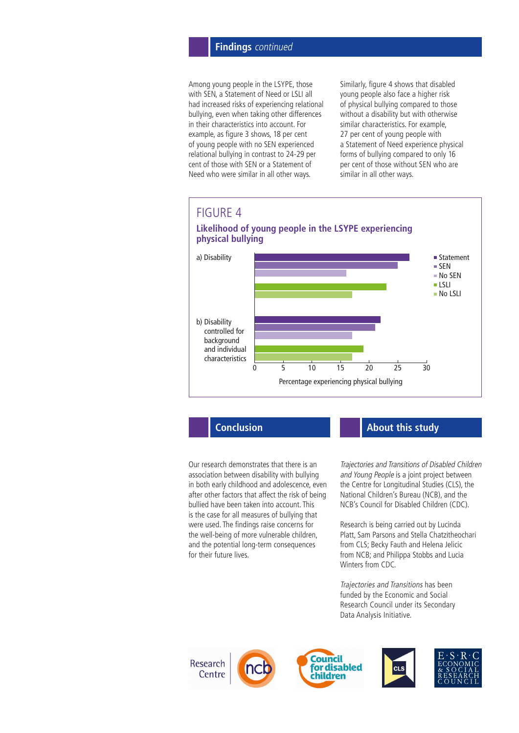## Findings *continued*

Among young people in the LSYPE, those with SEN, a Statement of Need or LSLI all had increased risks of experiencing relational bullying, even when taking other differences in their characteristics into account. For example, as figure 3 shows, 18 per cent of young people with no SEN experienced relational bullying in contrast to 24-29 per cent of those with SEN or a Statement of Need who were similar in all other ways.

Similarly, figure 4 shows that disabled young people also face a higher risk of physical bullying compared to those without a disability but with otherwise similar characteristics. For example, 27 per cent of young people with a Statement of Need experience physical forms of bullying compared to only 16 per cent of those without SEN who are similar in all other ways.

### FIGURE 4

**Likelihood of young people in the LSYPE experiencing physical bullying**

a) Disability

b) Disability controlled for background and individual characteristics

0 5 10 15 20 25 30

Percentage experiencing physical bullying

Statement
SEN
No SEN
LSLI
No LSLI

## Conclusion

Our research demonstrates that there is an association between disability with bullying in both early childhood and adolescence, even after other factors that affect the risk of being bullied have been taken into account. This is the case for all measures of bullying that were used. The findings raise concerns for the well-being of more vulnerable children, and the potential long-term consequences for their future lives.

## About this study

*Trajectories and Transitions of Disabled Children and Young People* is a joint project between the Centre for Longitudinal Studies (CLS), the National Children's Bureau (NCB), and the NCB's Council for Disabled Children (CDC).

Research is being carried out by Lucinda Platt, Sam Parsons and Stella Chatzitheochari from CLS; Becky Fauth and Helena Jelicic from NCB; and Philippa Stobbs and Lucia Winters from CDC.

*Trajectories and Transitions* has been funded by the Economic and Social Research Council under its Secondary Data Analysis Initiative.

Research Centre ncb | Council for disabled children | CLS | E·S·R·C ECONOMIC & SOCIAL RESEARCH COUNCIL